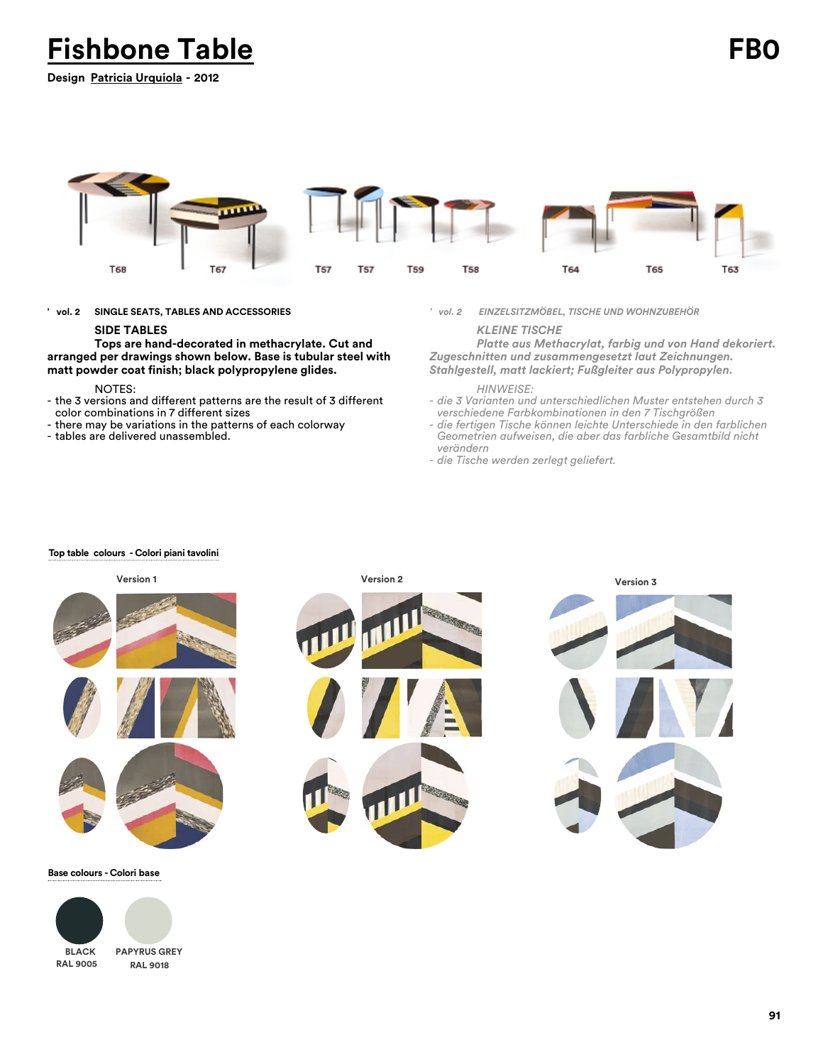# Fishbone Table

**FBO**

**Design Patricia Urquiola - 2012**

T68 T67 T57 T57 T59 T58 T64 T65 T63

’ **vol. 2** **SINGLE SEATS, TABLES AND ACCESSORIES**

**SIDE TABLES**

**Tops are hand-decorated in methacrylate. Cut and arranged per drawings shown below. Base is tubular steel with matt powder coat finish; black polypropylene glides.**

NOTES:

- the 3 versions and different patterns are the result of 3 different color combinations in 7 different sizes
- there may be variations in the patterns of each colorway
- tables are delivered unassembled.

*’ vol. 2* *EINZELSITZMÖBEL, TISCHE UND WOHNZUBEHÖR*

*KLEINE TISCHE*

***Platte aus Methacrylat, farbig und von Hand dekoriert. Zugeschnitten und zusammengesetzt laut Zeichnungen. Stahlgestell, matt lackiert; Fußgleiter aus Polypropylen.***

*HINWEISE:*

- *die 3 Varianten und unterschiedlichen Muster entstehen durch 3 verschiedene Farbkombinationen in den 7 Tischgrößen*
- *die fertigen Tische können leichte Unterschiede in den farblichen Geometrien aufweisen, die aber das farbliche Gesamtbild nicht verändern*
- *die Tische werden zerlegt geliefert.*

**Top table colours - Colori piani tavolini**

**Version 1** **Version 2** **Version 3**

**Base colours - Colori base**

**BLACK**
**RAL 9005**

**PAPYRUS GREY**
**RAL 9018**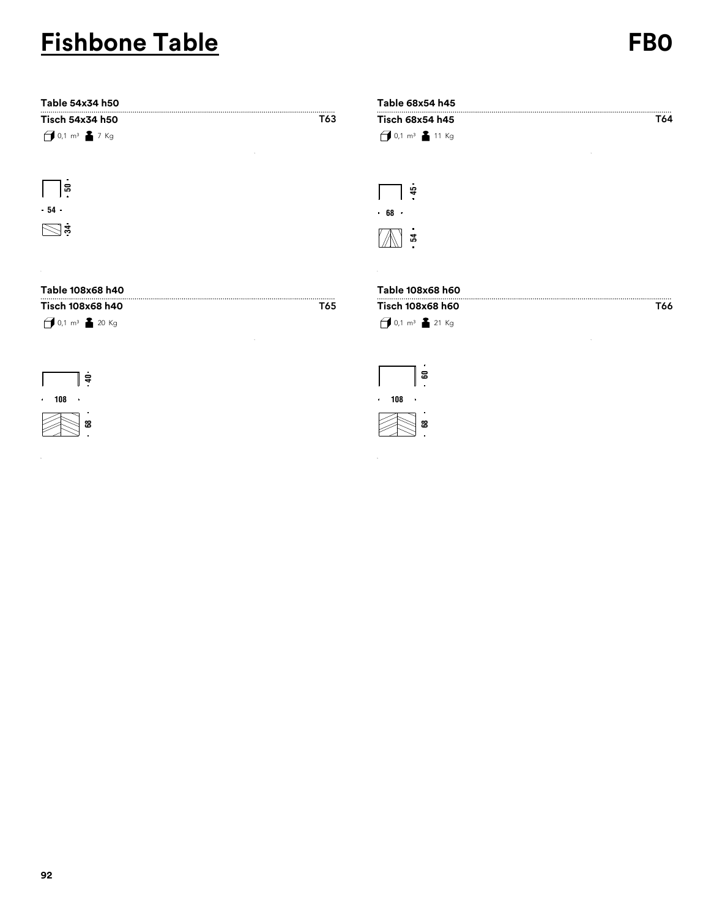# Fishbone Table

**FBO**

**Table 54x34 h50**

**Tisch 54x34 h50** — **T63**

0,1 m³ 7 Kg

50

54

34

**Table 68x54 h45**

**Tisch 68x54 h45** — **T64**

0,1 m³ 11 Kg

45

68

54

**Table 108x68 h40**

**Tisch 108x68 h40** — **T65**

0,1 m³ 20 Kg

40

108

68

**Table 108x68 h60**

**Tisch 108x68 h60** — **T66**

0,1 m³ 21 Kg

60

108

68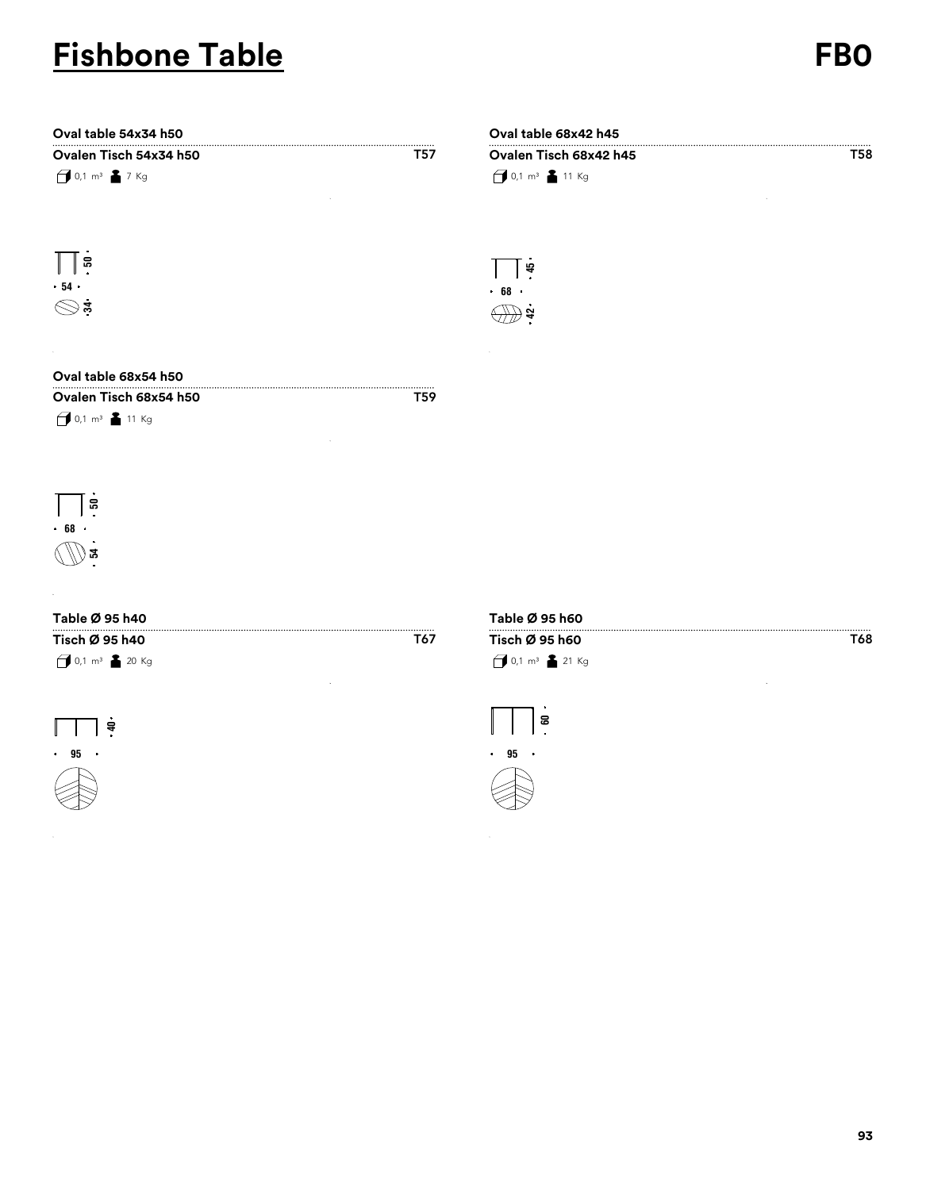# Fishbone Table

FBO

**Oval table 54x34 h50**

**Ovalen Tisch 54x34 h50** T57

0,1 m³ 7 Kg

50

54

34

**Oval table 68x42 h45**

**Ovalen Tisch 68x42 h45** T58

0,1 m³ 11 Kg

45

68

42

**Oval table 68x54 h50**

**Ovalen Tisch 68x54 h50** T59

0,1 m³ 11 Kg

50

68

54

**Table Ø 95 h40**

**Tisch Ø 95 h40** T67

0,1 m³ 20 Kg

40

95

**Table Ø 95 h60**

**Tisch Ø 95 h60** T68

0,1 m³ 21 Kg

60

95